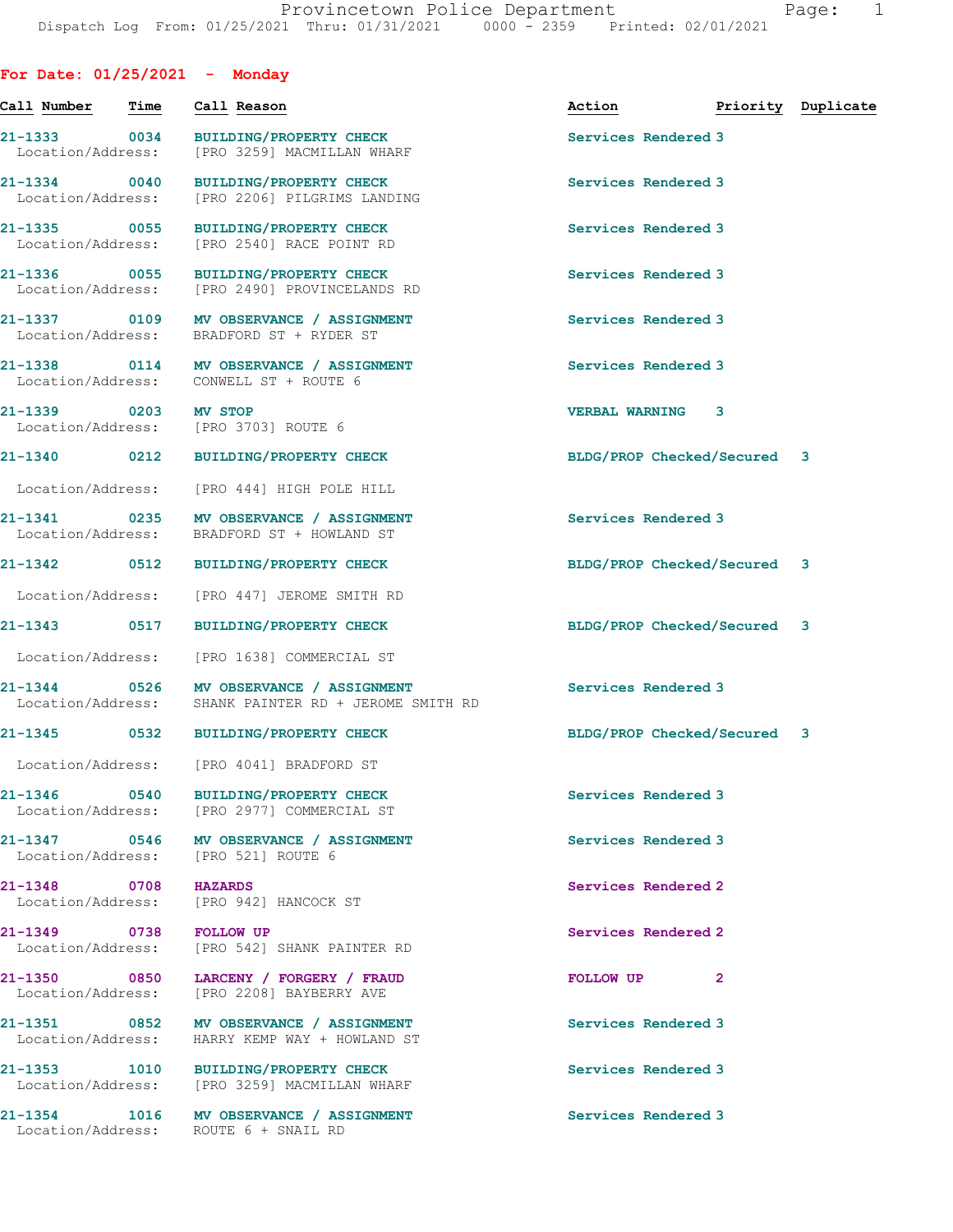Provincetown Police Department
Dispatch Log From: 01/25/2021 Thru: 01/31/2021 0000 - 2359 Printed: 02/01/2021

## For Date: 01/25/2021 - Monday

| Call Number | Time | Call Reason | Action | Priority | Duplicate |
|---|---|---|---|---|---|
| 21-1333 | 0034 | BUILDING/PROPERTY CHECK<br>Location/Address: [PRO 3259] MACMILLAN WHARF | Services Rendered | 3 | |
| 21-1334 | 0040 | BUILDING/PROPERTY CHECK<br>Location/Address: [PRO 2206] PILGRIMS LANDING | Services Rendered | 3 | |
| 21-1335 | 0055 | BUILDING/PROPERTY CHECK<br>Location/Address: [PRO 2540] RACE POINT RD | Services Rendered | 3 | |
| 21-1336 | 0055 | BUILDING/PROPERTY CHECK<br>Location/Address: [PRO 2490] PROVINCELANDS RD | Services Rendered | 3 | |
| 21-1337 | 0109 | MV OBSERVANCE / ASSIGNMENT<br>Location/Address: BRADFORD ST + RYDER ST | Services Rendered | 3 | |
| 21-1338 | 0114 | MV OBSERVANCE / ASSIGNMENT<br>Location/Address: CONWELL ST + ROUTE 6 | Services Rendered | 3 | |
| 21-1339 | 0203 | MV STOP<br>Location/Address: [PRO 3703] ROUTE 6 | VERBAL WARNING | 3 | |
| 21-1340 | 0212 | BUILDING/PROPERTY CHECK<br>Location/Address: [PRO 444] HIGH POLE HILL | BLDG/PROP Checked/Secured | 3 | |
| 21-1341 | 0235 | MV OBSERVANCE / ASSIGNMENT<br>Location/Address: BRADFORD ST + HOWLAND ST | Services Rendered | 3 | |
| 21-1342 | 0512 | BUILDING/PROPERTY CHECK<br>Location/Address: [PRO 447] JEROME SMITH RD | BLDG/PROP Checked/Secured | 3 | |
| 21-1343 | 0517 | BUILDING/PROPERTY CHECK<br>Location/Address: [PRO 1638] COMMERCIAL ST | BLDG/PROP Checked/Secured | 3 | |
| 21-1344 | 0526 | MV OBSERVANCE / ASSIGNMENT<br>Location/Address: SHANK PAINTER RD + JEROME SMITH RD | Services Rendered | 3 | |
| 21-1345 | 0532 | BUILDING/PROPERTY CHECK<br>Location/Address: [PRO 4041] BRADFORD ST | BLDG/PROP Checked/Secured | 3 | |
| 21-1346 | 0540 | BUILDING/PROPERTY CHECK<br>Location/Address: [PRO 2977] COMMERCIAL ST | Services Rendered | 3 | |
| 21-1347 | 0546 | MV OBSERVANCE / ASSIGNMENT<br>Location/Address: [PRO 521] ROUTE 6 | Services Rendered | 3 | |
| 21-1348 | 0708 | HAZARDS<br>Location/Address: [PRO 942] HANCOCK ST | Services Rendered | 2 | |
| 21-1349 | 0738 | FOLLOW UP<br>Location/Address: [PRO 542] SHANK PAINTER RD | Services Rendered | 2 | |
| 21-1350 | 0850 | LARCENY / FORGERY / FRAUD<br>Location/Address: [PRO 2208] BAYBERRY AVE | FOLLOW UP | 2 | |
| 21-1351 | 0852 | MV OBSERVANCE / ASSIGNMENT<br>Location/Address: HARRY KEMP WAY + HOWLAND ST | Services Rendered | 3 | |
| 21-1353 | 1010 | BUILDING/PROPERTY CHECK<br>Location/Address: [PRO 3259] MACMILLAN WHARF | Services Rendered | 3 | |
| 21-1354 | 1016 | MV OBSERVANCE / ASSIGNMENT<br>Location/Address: ROUTE 6 + SNAIL RD | Services Rendered | 3 | |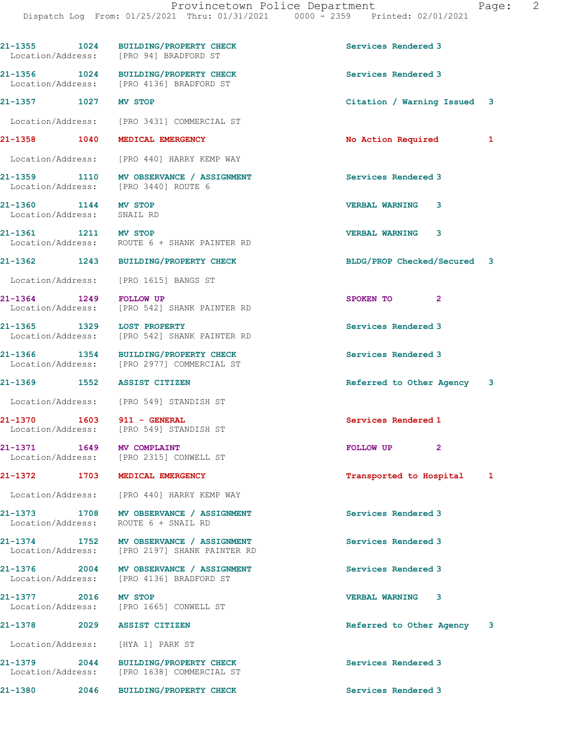21-1355 1024 BUILDING/PROPERTY CHECK Services Rendered 3
Location/Address: [PRO 94] BRADFORD ST

21-1356 1024 BUILDING/PROPERTY CHECK Services Rendered 3
Location/Address: [PRO 4136] BRADFORD ST

21-1357 1027 MV STOP Citation / Warning Issued 3
Location/Address: [PRO 3431] COMMERCIAL ST

21-1358 1040 MEDICAL EMERGENCY No Action Required 1
Location/Address: [PRO 440] HARRY KEMP WAY

21-1359 1110 MV OBSERVANCE / ASSIGNMENT Services Rendered 3
Location/Address: [PRO 3440] ROUTE 6

21-1360 1144 MV STOP VERBAL WARNING 3
Location/Address: SNAIL RD

21-1361 1211 MV STOP VERBAL WARNING 3
Location/Address: ROUTE 6 + SHANK PAINTER RD

21-1362 1243 BUILDING/PROPERTY CHECK BLDG/PROP Checked/Secured 3
Location/Address: [PRO 1615] BANGS ST

21-1364 1249 FOLLOW UP SPOKEN TO 2
Location/Address: [PRO 542] SHANK PAINTER RD

21-1365 1329 LOST PROPERTY Services Rendered 3
Location/Address: [PRO 542] SHANK PAINTER RD

21-1366 1354 BUILDING/PROPERTY CHECK Services Rendered 3
Location/Address: [PRO 2977] COMMERCIAL ST

21-1369 1552 ASSIST CITIZEN Referred to Other Agency 3
Location/Address: [PRO 549] STANDISH ST

21-1370 1603 911 - GENERAL Services Rendered 1
Location/Address: [PRO 549] STANDISH ST

21-1371 1649 MV COMPLAINT FOLLOW UP 2
Location/Address: [PRO 2315] CONWELL ST

21-1372 1703 MEDICAL EMERGENCY Transported to Hospital 1
Location/Address: [PRO 440] HARRY KEMP WAY

21-1373 1708 MV OBSERVANCE / ASSIGNMENT Services Rendered 3
Location/Address: ROUTE 6 + SNAIL RD

21-1374 1752 MV OBSERVANCE / ASSIGNMENT Services Rendered 3
Location/Address: [PRO 2197] SHANK PAINTER RD

21-1376 2004 MV OBSERVANCE / ASSIGNMENT Services Rendered 3
Location/Address: [PRO 4136] BRADFORD ST

21-1377 2016 MV STOP VERBAL WARNING 3
Location/Address: [PRO 1665] CONWELL ST

21-1378 2029 ASSIST CITIZEN Referred to Other Agency 3
Location/Address: [HYA 1] PARK ST

21-1379 2044 BUILDING/PROPERTY CHECK Services Rendered 3
Location/Address: [PRO 1638] COMMERCIAL ST

21-1380 2046 BUILDING/PROPERTY CHECK Services Rendered 3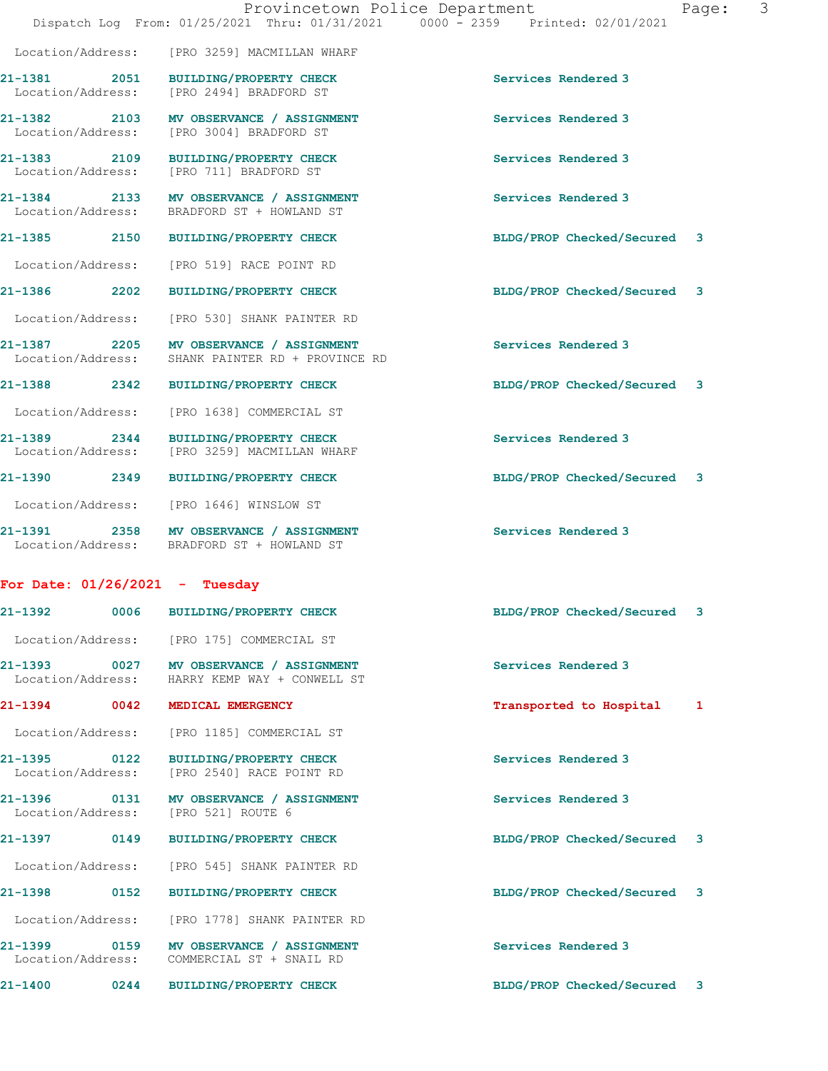Location/Address: [PRO 3259] MACMILLAN WHARF

**21-1381** 2051 **BUILDING/PROPERTY CHECK** Services Rendered 3
Location/Address: [PRO 2494] BRADFORD ST

**21-1382** 2103 **MV OBSERVANCE / ASSIGNMENT** Services Rendered 3
Location/Address: [PRO 3004] BRADFORD ST

**21-1383** 2109 **BUILDING/PROPERTY CHECK** Services Rendered 3
Location/Address: [PRO 711] BRADFORD ST

**21-1384** 2133 **MV OBSERVANCE / ASSIGNMENT** Services Rendered 3
Location/Address: BRADFORD ST + HOWLAND ST

**21-1385** 2150 **BUILDING/PROPERTY CHECK** BLDG/PROP Checked/Secured 3
Location/Address: [PRO 519] RACE POINT RD

**21-1386** 2202 **BUILDING/PROPERTY CHECK** BLDG/PROP Checked/Secured 3
Location/Address: [PRO 530] SHANK PAINTER RD

**21-1387** 2205 **MV OBSERVANCE / ASSIGNMENT** Services Rendered 3
Location/Address: SHANK PAINTER RD + PROVINCE RD

**21-1388** 2342 **BUILDING/PROPERTY CHECK** BLDG/PROP Checked/Secured 3
Location/Address: [PRO 1638] COMMERCIAL ST

**21-1389** 2344 **BUILDING/PROPERTY CHECK** Services Rendered 3
Location/Address: [PRO 3259] MACMILLAN WHARF

**21-1390** 2349 **BUILDING/PROPERTY CHECK** BLDG/PROP Checked/Secured 3
Location/Address: [PRO 1646] WINSLOW ST

**21-1391** 2358 **MV OBSERVANCE / ASSIGNMENT** Services Rendered 3
Location/Address: BRADFORD ST + HOWLAND ST

## For Date: 01/26/2021 - Tuesday

**21-1392** 0006 **BUILDING/PROPERTY CHECK** BLDG/PROP Checked/Secured 3
Location/Address: [PRO 175] COMMERCIAL ST

**21-1393** 0027 **MV OBSERVANCE / ASSIGNMENT** Services Rendered 3
Location/Address: HARRY KEMP WAY + CONWELL ST

**21-1394** 0042 **MEDICAL EMERGENCY** Transported to Hospital 1
Location/Address: [PRO 1185] COMMERCIAL ST

**21-1395** 0122 **BUILDING/PROPERTY CHECK** Services Rendered 3
Location/Address: [PRO 2540] RACE POINT RD

**21-1396** 0131 **MV OBSERVANCE / ASSIGNMENT** Services Rendered 3
Location/Address: [PRO 521] ROUTE 6

**21-1397** 0149 **BUILDING/PROPERTY CHECK** BLDG/PROP Checked/Secured 3
Location/Address: [PRO 545] SHANK PAINTER RD

**21-1398** 0152 **BUILDING/PROPERTY CHECK** BLDG/PROP Checked/Secured 3
Location/Address: [PRO 1778] SHANK PAINTER RD

**21-1399** 0159 **MV OBSERVANCE / ASSIGNMENT** Services Rendered 3
Location/Address: COMMERCIAL ST + SNAIL RD

**21-1400** 0244 **BUILDING/PROPERTY CHECK** BLDG/PROP Checked/Secured 3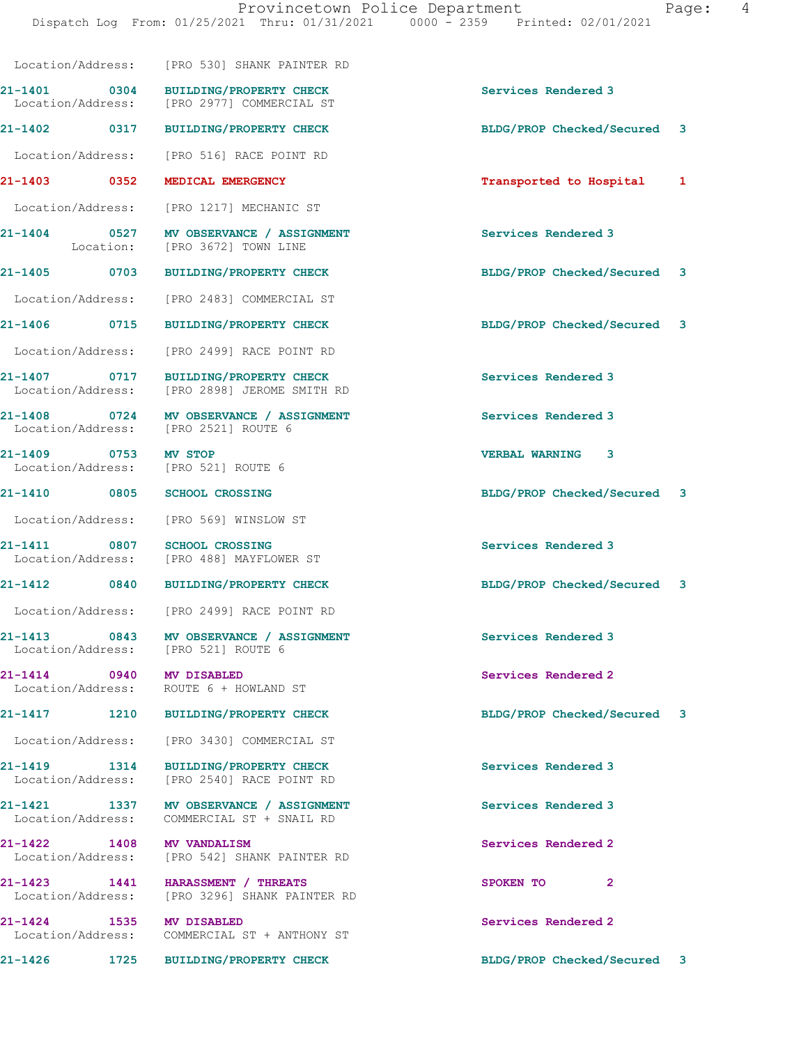Location/Address: [PRO 530] SHANK PAINTER RD

21-1401 0304 BUILDING/PROPERTY CHECK Services Rendered 3
Location/Address: [PRO 2977] COMMERCIAL ST

21-1402 0317 BUILDING/PROPERTY CHECK BLDG/PROP Checked/Secured 3
Location/Address: [PRO 516] RACE POINT RD

21-1403 0352 MEDICAL EMERGENCY Transported to Hospital 1
Location/Address: [PRO 1217] MECHANIC ST

21-1404 0527 MV OBSERVANCE / ASSIGNMENT Services Rendered 3
Location: [PRO 3672] TOWN LINE

21-1405 0703 BUILDING/PROPERTY CHECK BLDG/PROP Checked/Secured 3
Location/Address: [PRO 2483] COMMERCIAL ST

21-1406 0715 BUILDING/PROPERTY CHECK BLDG/PROP Checked/Secured 3
Location/Address: [PRO 2499] RACE POINT RD

21-1407 0717 BUILDING/PROPERTY CHECK Services Rendered 3
Location/Address: [PRO 2898] JEROME SMITH RD

21-1408 0724 MV OBSERVANCE / ASSIGNMENT Services Rendered 3
Location/Address: [PRO 2521] ROUTE 6

21-1409 0753 MV STOP VERBAL WARNING 3
Location/Address: [PRO 521] ROUTE 6

21-1410 0805 SCHOOL CROSSING BLDG/PROP Checked/Secured 3
Location/Address: [PRO 569] WINSLOW ST

21-1411 0807 SCHOOL CROSSING Services Rendered 3
Location/Address: [PRO 488] MAYFLOWER ST

21-1412 0840 BUILDING/PROPERTY CHECK BLDG/PROP Checked/Secured 3
Location/Address: [PRO 2499] RACE POINT RD

21-1413 0843 MV OBSERVANCE / ASSIGNMENT Services Rendered 3
Location/Address: [PRO 521] ROUTE 6

21-1414 0940 MV DISABLED Services Rendered 2
Location/Address: ROUTE 6 + HOWLAND ST

21-1417 1210 BUILDING/PROPERTY CHECK BLDG/PROP Checked/Secured 3
Location/Address: [PRO 3430] COMMERCIAL ST

21-1419 1314 BUILDING/PROPERTY CHECK Services Rendered 3
Location/Address: [PRO 2540] RACE POINT RD

21-1421 1337 MV OBSERVANCE / ASSIGNMENT Services Rendered 3
Location/Address: COMMERCIAL ST + SNAIL RD

21-1422 1408 MV VANDALISM Services Rendered 2
Location/Address: [PRO 542] SHANK PAINTER RD

21-1423 1441 HARASSMENT / THREATS SPOKEN TO 2
Location/Address: [PRO 3296] SHANK PAINTER RD

21-1424 1535 MV DISABLED Services Rendered 2
Location/Address: COMMERCIAL ST + ANTHONY ST

21-1426 1725 BUILDING/PROPERTY CHECK BLDG/PROP Checked/Secured 3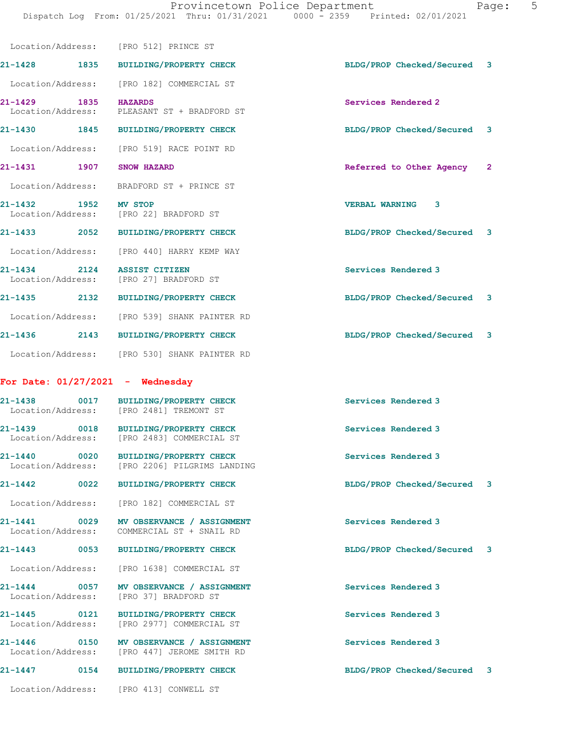Location/Address: [PRO 512] PRINCE ST

| Call # | Time | Call Reason | Action | Priority |
|---|---|---|---|---|
| 21-1428 | 1835 | BUILDING/PROPERTY CHECK | BLDG/PROP Checked/Secured | 3 |

Location/Address: [PRO 182] COMMERCIAL ST

| Call # | Time | Call Reason | Action | Priority |
|---|---|---|---|---|
| 21-1429 | 1835 | HAZARDS | Services Rendered | 2 |

Location/Address: PLEASANT ST + BRADFORD ST

| Call # | Time | Call Reason | Action | Priority |
|---|---|---|---|---|
| 21-1430 | 1845 | BUILDING/PROPERTY CHECK | BLDG/PROP Checked/Secured | 3 |

Location/Address: [PRO 519] RACE POINT RD

| Call # | Time | Call Reason | Action | Priority |
|---|---|---|---|---|
| 21-1431 | 1907 | SNOW HAZARD | Referred to Other Agency | 2 |

Location/Address: BRADFORD ST + PRINCE ST

| Call # | Time | Call Reason | Action | Priority |
|---|---|---|---|---|
| 21-1432 | 1952 | MV STOP | VERBAL WARNING | 3 |

Location/Address: [PRO 22] BRADFORD ST

| Call # | Time | Call Reason | Action | Priority |
|---|---|---|---|---|
| 21-1433 | 2052 | BUILDING/PROPERTY CHECK | BLDG/PROP Checked/Secured | 3 |

Location/Address: [PRO 440] HARRY KEMP WAY

| Call # | Time | Call Reason | Action | Priority |
|---|---|---|---|---|
| 21-1434 | 2124 | ASSIST CITIZEN | Services Rendered | 3 |

Location/Address: [PRO 27] BRADFORD ST

| Call # | Time | Call Reason | Action | Priority |
|---|---|---|---|---|
| 21-1435 | 2132 | BUILDING/PROPERTY CHECK | BLDG/PROP Checked/Secured | 3 |

Location/Address: [PRO 539] SHANK PAINTER RD

| Call # | Time | Call Reason | Action | Priority |
|---|---|---|---|---|
| 21-1436 | 2143 | BUILDING/PROPERTY CHECK | BLDG/PROP Checked/Secured | 3 |

Location/Address: [PRO 530] SHANK PAINTER RD

## For Date: 01/27/2021 - Wednesday

| Call # | Time | Call Reason | Action | Priority |
|---|---|---|---|---|
| 21-1438 | 0017 | BUILDING/PROPERTY CHECK | Services Rendered | 3 |

Location/Address: [PRO 2481] TREMONT ST

| Call # | Time | Call Reason | Action | Priority |
|---|---|---|---|---|
| 21-1439 | 0018 | BUILDING/PROPERTY CHECK | Services Rendered | 3 |

Location/Address: [PRO 2483] COMMERCIAL ST

| Call # | Time | Call Reason | Action | Priority |
|---|---|---|---|---|
| 21-1440 | 0020 | BUILDING/PROPERTY CHECK | Services Rendered | 3 |

Location/Address: [PRO 2206] PILGRIMS LANDING

| Call # | Time | Call Reason | Action | Priority |
|---|---|---|---|---|
| 21-1442 | 0022 | BUILDING/PROPERTY CHECK | BLDG/PROP Checked/Secured | 3 |

Location/Address: [PRO 182] COMMERCIAL ST

| Call # | Time | Call Reason | Action | Priority |
|---|---|---|---|---|
| 21-1441 | 0029 | MV OBSERVANCE / ASSIGNMENT | Services Rendered | 3 |

Location/Address: COMMERCIAL ST + SNAIL RD

| Call # | Time | Call Reason | Action | Priority |
|---|---|---|---|---|
| 21-1443 | 0053 | BUILDING/PROPERTY CHECK | BLDG/PROP Checked/Secured | 3 |

Location/Address: [PRO 1638] COMMERCIAL ST

| Call # | Time | Call Reason | Action | Priority |
|---|---|---|---|---|
| 21-1444 | 0057 | MV OBSERVANCE / ASSIGNMENT | Services Rendered | 3 |

Location/Address: [PRO 37] BRADFORD ST

| Call # | Time | Call Reason | Action | Priority |
|---|---|---|---|---|
| 21-1445 | 0121 | BUILDING/PROPERTY CHECK | Services Rendered | 3 |

Location/Address: [PRO 2977] COMMERCIAL ST

| Call # | Time | Call Reason | Action | Priority |
|---|---|---|---|---|
| 21-1446 | 0150 | MV OBSERVANCE / ASSIGNMENT | Services Rendered | 3 |

Location/Address: [PRO 447] JEROME SMITH RD

| Call # | Time | Call Reason | Action | Priority |
|---|---|---|---|---|
| 21-1447 | 0154 | BUILDING/PROPERTY CHECK | BLDG/PROP Checked/Secured | 3 |

Location/Address: [PRO 413] CONWELL ST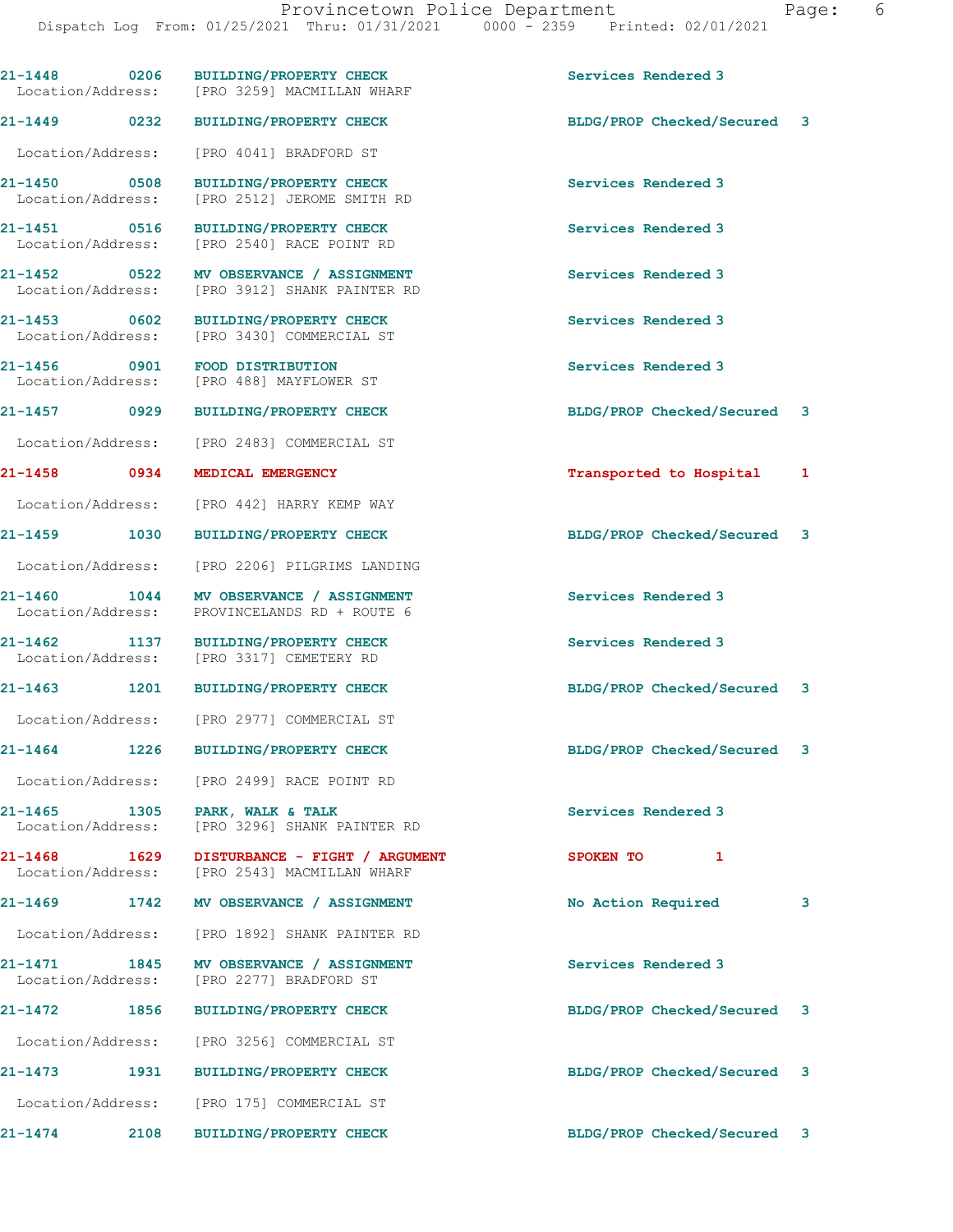21-1448 0206 BUILDING/PROPERTY CHECK Services Rendered 3
Location/Address: [PRO 3259] MACMILLAN WHARF

21-1449 0232 BUILDING/PROPERTY CHECK BLDG/PROP Checked/Secured 3
Location/Address: [PRO 4041] BRADFORD ST

21-1450 0508 BUILDING/PROPERTY CHECK Services Rendered 3
Location/Address: [PRO 2512] JEROME SMITH RD

21-1451 0516 BUILDING/PROPERTY CHECK Services Rendered 3
Location/Address: [PRO 2540] RACE POINT RD

21-1452 0522 MV OBSERVANCE / ASSIGNMENT Services Rendered 3
Location/Address: [PRO 3912] SHANK PAINTER RD

21-1453 0602 BUILDING/PROPERTY CHECK Services Rendered 3
Location/Address: [PRO 3430] COMMERCIAL ST

21-1456 0901 FOOD DISTRIBUTION Services Rendered 3
Location/Address: [PRO 488] MAYFLOWER ST

21-1457 0929 BUILDING/PROPERTY CHECK BLDG/PROP Checked/Secured 3
Location/Address: [PRO 2483] COMMERCIAL ST

21-1458 0934 MEDICAL EMERGENCY Transported to Hospital 1
Location/Address: [PRO 442] HARRY KEMP WAY

21-1459 1030 BUILDING/PROPERTY CHECK BLDG/PROP Checked/Secured 3
Location/Address: [PRO 2206] PILGRIMS LANDING

21-1460 1044 MV OBSERVANCE / ASSIGNMENT Services Rendered 3
Location/Address: PROVINCELANDS RD + ROUTE 6

21-1462 1137 BUILDING/PROPERTY CHECK Services Rendered 3
Location/Address: [PRO 3317] CEMETERY RD

21-1463 1201 BUILDING/PROPERTY CHECK BLDG/PROP Checked/Secured 3
Location/Address: [PRO 2977] COMMERCIAL ST

21-1464 1226 BUILDING/PROPERTY CHECK BLDG/PROP Checked/Secured 3
Location/Address: [PRO 2499] RACE POINT RD

21-1465 1305 PARK, WALK & TALK Services Rendered 3
Location/Address: [PRO 3296] SHANK PAINTER RD

21-1468 1629 DISTURBANCE - FIGHT / ARGUMENT SPOKEN TO 1
Location/Address: [PRO 2543] MACMILLAN WHARF

21-1469 1742 MV OBSERVANCE / ASSIGNMENT No Action Required 3
Location/Address: [PRO 1892] SHANK PAINTER RD

21-1471 1845 MV OBSERVANCE / ASSIGNMENT Services Rendered 3
Location/Address: [PRO 2277] BRADFORD ST

21-1472 1856 BUILDING/PROPERTY CHECK BLDG/PROP Checked/Secured 3
Location/Address: [PRO 3256] COMMERCIAL ST

21-1473 1931 BUILDING/PROPERTY CHECK BLDG/PROP Checked/Secured 3
Location/Address: [PRO 175] COMMERCIAL ST

21-1474 2108 BUILDING/PROPERTY CHECK BLDG/PROP Checked/Secured 3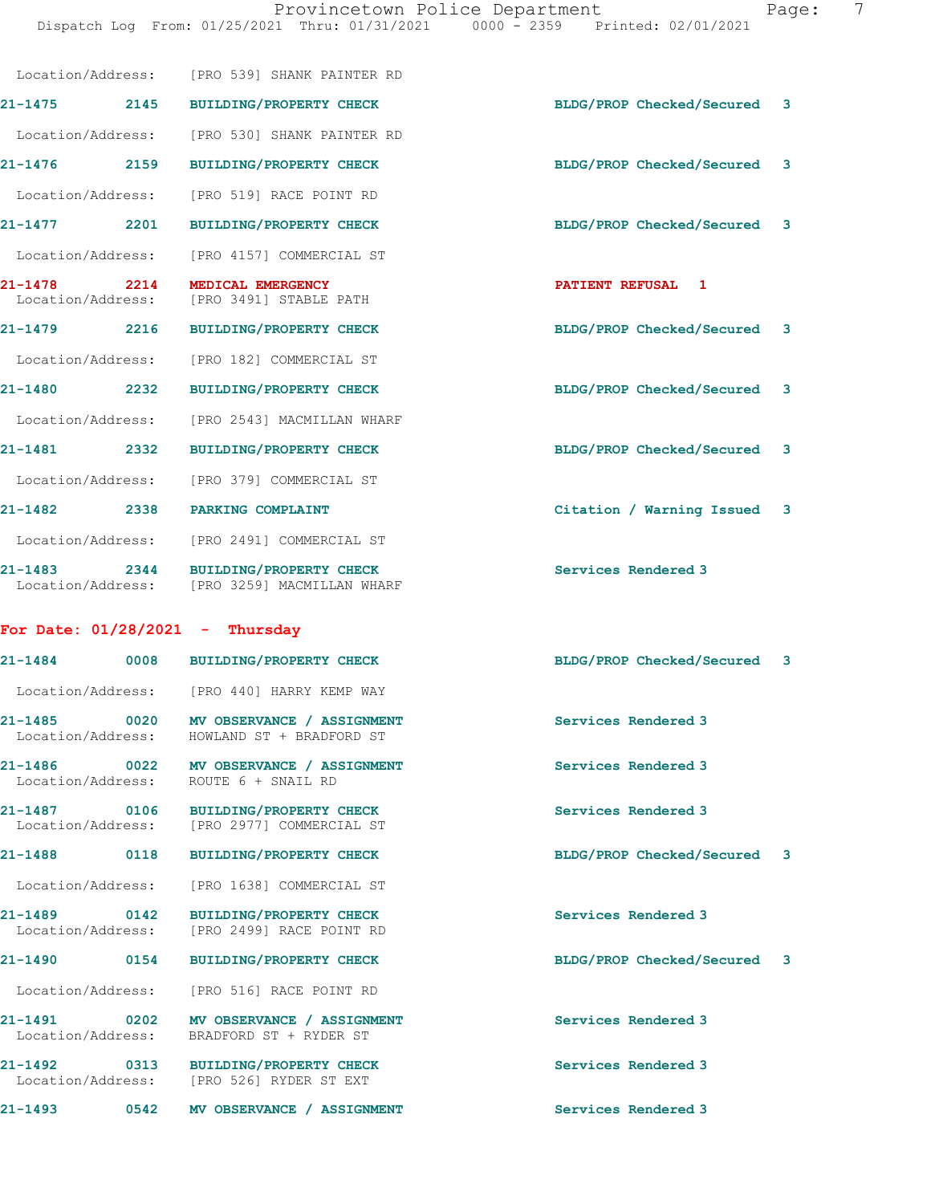Location/Address: [PRO 539] SHANK PAINTER RD

21-1475 2145 BUILDING/PROPERTY CHECK BLDG/PROP Checked/Secured 3

Location/Address: [PRO 530] SHANK PAINTER RD

21-1476 2159 BUILDING/PROPERTY CHECK BLDG/PROP Checked/Secured 3

Location/Address: [PRO 519] RACE POINT RD

21-1477 2201 BUILDING/PROPERTY CHECK BLDG/PROP Checked/Secured 3

Location/Address: [PRO 4157] COMMERCIAL ST

21-1478 2214 MEDICAL EMERGENCY PATIENT REFUSAL 1
Location/Address: [PRO 3491] STABLE PATH

21-1479 2216 BUILDING/PROPERTY CHECK BLDG/PROP Checked/Secured 3

Location/Address: [PRO 182] COMMERCIAL ST

21-1480 2232 BUILDING/PROPERTY CHECK BLDG/PROP Checked/Secured 3

Location/Address: [PRO 2543] MACMILLAN WHARF

21-1481 2332 BUILDING/PROPERTY CHECK BLDG/PROP Checked/Secured 3

Location/Address: [PRO 379] COMMERCIAL ST

21-1482 2338 PARKING COMPLAINT Citation / Warning Issued 3

Location/Address: [PRO 2491] COMMERCIAL ST

21-1483 2344 BUILDING/PROPERTY CHECK Services Rendered 3
Location/Address: [PRO 3259] MACMILLAN WHARF

**For Date: 01/28/2021 - Thursday**

21-1484 0008 BUILDING/PROPERTY CHECK BLDG/PROP Checked/Secured 3

Location/Address: [PRO 440] HARRY KEMP WAY

21-1485 0020 MV OBSERVANCE / ASSIGNMENT Services Rendered 3
Location/Address: HOWLAND ST + BRADFORD ST

21-1486 0022 MV OBSERVANCE / ASSIGNMENT Services Rendered 3
Location/Address: ROUTE 6 + SNAIL RD

21-1487 0106 BUILDING/PROPERTY CHECK Services Rendered 3
Location/Address: [PRO 2977] COMMERCIAL ST

21-1488 0118 BUILDING/PROPERTY CHECK BLDG/PROP Checked/Secured 3

Location/Address: [PRO 1638] COMMERCIAL ST

21-1489 0142 BUILDING/PROPERTY CHECK Services Rendered 3
Location/Address: [PRO 2499] RACE POINT RD

21-1490 0154 BUILDING/PROPERTY CHECK BLDG/PROP Checked/Secured 3

Location/Address: [PRO 516] RACE POINT RD

21-1491 0202 MV OBSERVANCE / ASSIGNMENT Services Rendered 3
Location/Address: BRADFORD ST + RYDER ST

21-1492 0313 BUILDING/PROPERTY CHECK Services Rendered 3
Location/Address: [PRO 526] RYDER ST EXT

21-1493 0542 MV OBSERVANCE / ASSIGNMENT Services Rendered 3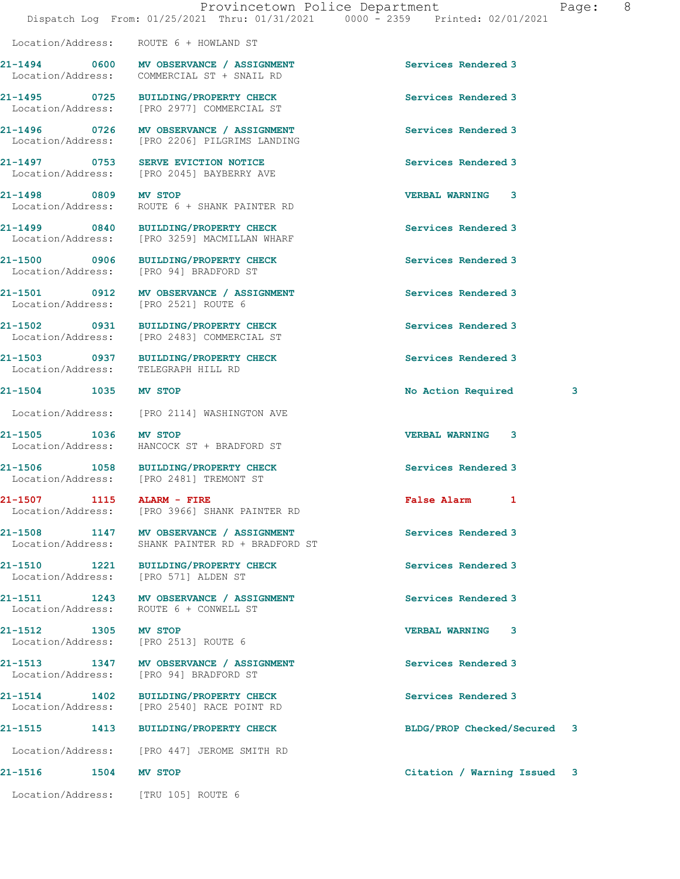Location/Address: ROUTE 6 + HOWLAND ST

| Call # | Time | Call Reason | Action | Priority |
|---|---|---|---|---|
| 21-1494 | 0600 | MV OBSERVANCE / ASSIGNMENT | Services Rendered | 3 |
| | | Location/Address: COMMERCIAL ST + SNAIL RD | | |
| 21-1495 | 0725 | BUILDING/PROPERTY CHECK | Services Rendered | 3 |
| | | Location/Address: [PRO 2977] COMMERCIAL ST | | |
| 21-1496 | 0726 | MV OBSERVANCE / ASSIGNMENT | Services Rendered | 3 |
| | | Location/Address: [PRO 2206] PILGRIMS LANDING | | |
| 21-1497 | 0753 | SERVE EVICTION NOTICE | Services Rendered | 3 |
| | | Location/Address: [PRO 2045] BAYBERRY AVE | | |
| 21-1498 | 0809 | MV STOP | VERBAL WARNING | 3 |
| | | Location/Address: ROUTE 6 + SHANK PAINTER RD | | |
| 21-1499 | 0840 | BUILDING/PROPERTY CHECK | Services Rendered | 3 |
| | | Location/Address: [PRO 3259] MACMILLAN WHARF | | |
| 21-1500 | 0906 | BUILDING/PROPERTY CHECK | Services Rendered | 3 |
| | | Location/Address: [PRO 94] BRADFORD ST | | |
| 21-1501 | 0912 | MV OBSERVANCE / ASSIGNMENT | Services Rendered | 3 |
| | | Location/Address: [PRO 2521] ROUTE 6 | | |
| 21-1502 | 0931 | BUILDING/PROPERTY CHECK | Services Rendered | 3 |
| | | Location/Address: [PRO 2483] COMMERCIAL ST | | |
| 21-1503 | 0937 | BUILDING/PROPERTY CHECK | Services Rendered | 3 |
| | | Location/Address: TELEGRAPH HILL RD | | |
| 21-1504 | 1035 | MV STOP | No Action Required | 3 |
| | | Location/Address: [PRO 2114] WASHINGTON AVE | | |
| 21-1505 | 1036 | MV STOP | VERBAL WARNING | 3 |
| | | Location/Address: HANCOCK ST + BRADFORD ST | | |
| 21-1506 | 1058 | BUILDING/PROPERTY CHECK | Services Rendered | 3 |
| | | Location/Address: [PRO 2481] TREMONT ST | | |
| 21-1507 | 1115 | ALARM - FIRE | False Alarm | 1 |
| | | Location/Address: [PRO 3966] SHANK PAINTER RD | | |
| 21-1508 | 1147 | MV OBSERVANCE / ASSIGNMENT | Services Rendered | 3 |
| | | Location/Address: SHANK PAINTER RD + BRADFORD ST | | |
| 21-1510 | 1221 | BUILDING/PROPERTY CHECK | Services Rendered | 3 |
| | | Location/Address: [PRO 571] ALDEN ST | | |
| 21-1511 | 1243 | MV OBSERVANCE / ASSIGNMENT | Services Rendered | 3 |
| | | Location/Address: ROUTE 6 + CONWELL ST | | |
| 21-1512 | 1305 | MV STOP | VERBAL WARNING | 3 |
| | | Location/Address: [PRO 2513] ROUTE 6 | | |
| 21-1513 | 1347 | MV OBSERVANCE / ASSIGNMENT | Services Rendered | 3 |
| | | Location/Address: [PRO 94] BRADFORD ST | | |
| 21-1514 | 1402 | BUILDING/PROPERTY CHECK | Services Rendered | 3 |
| | | Location/Address: [PRO 2540] RACE POINT RD | | |
| 21-1515 | 1413 | BUILDING/PROPERTY CHECK | BLDG/PROP Checked/Secured | 3 |
| | | Location/Address: [PRO 447] JEROME SMITH RD | | |
| 21-1516 | 1504 | MV STOP | Citation / Warning Issued | 3 |
| | | Location/Address: [TRU 105] ROUTE 6 | | |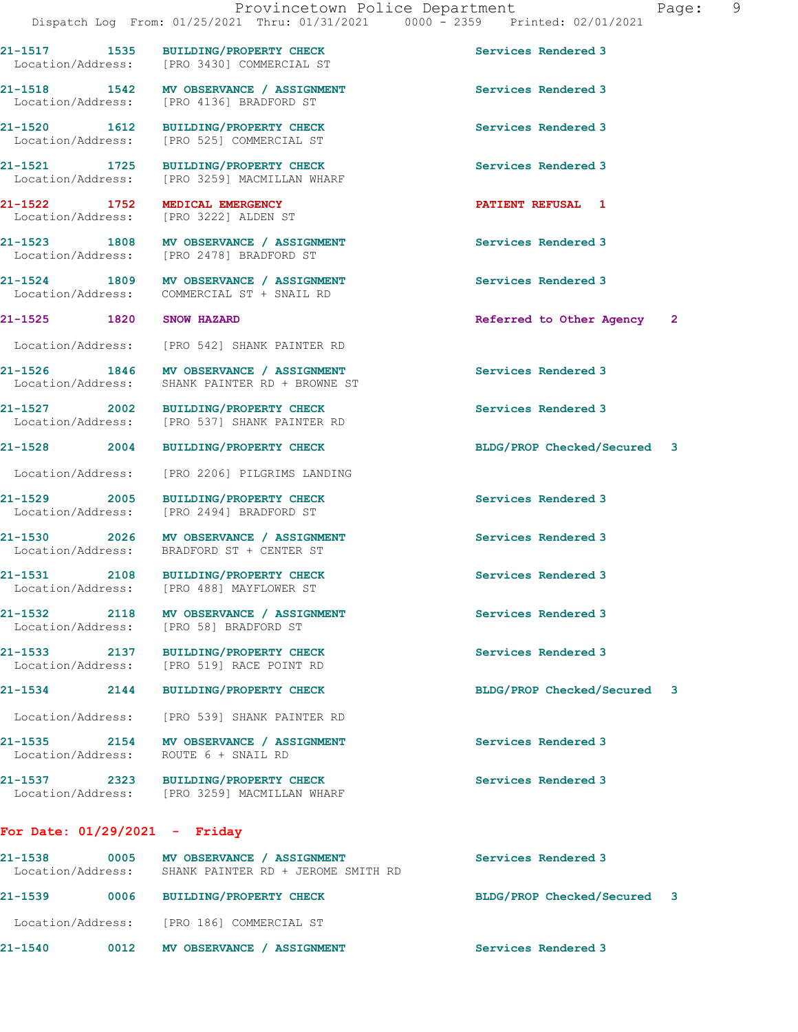21-1517 1535 BUILDING/PROPERTY CHECK Services Rendered 3
Location/Address: [PRO 3430] COMMERCIAL ST

21-1518 1542 MV OBSERVANCE / ASSIGNMENT Services Rendered 3
Location/Address: [PRO 4136] BRADFORD ST

21-1520 1612 BUILDING/PROPERTY CHECK Services Rendered 3
Location/Address: [PRO 525] COMMERCIAL ST

21-1521 1725 BUILDING/PROPERTY CHECK Services Rendered 3
Location/Address: [PRO 3259] MACMILLAN WHARF

21-1522 1752 MEDICAL EMERGENCY PATIENT REFUSAL 1
Location/Address: [PRO 3222] ALDEN ST

21-1523 1808 MV OBSERVANCE / ASSIGNMENT Services Rendered 3
Location/Address: [PRO 2478] BRADFORD ST

21-1524 1809 MV OBSERVANCE / ASSIGNMENT Services Rendered 3
Location/Address: COMMERCIAL ST + SNAIL RD

21-1525 1820 SNOW HAZARD Referred to Other Agency 2
Location/Address: [PRO 542] SHANK PAINTER RD

21-1526 1846 MV OBSERVANCE / ASSIGNMENT Services Rendered 3
Location/Address: SHANK PAINTER RD + BROWNE ST

21-1527 2002 BUILDING/PROPERTY CHECK Services Rendered 3
Location/Address: [PRO 537] SHANK PAINTER RD

21-1528 2004 BUILDING/PROPERTY CHECK BLDG/PROP Checked/Secured 3
Location/Address: [PRO 2206] PILGRIMS LANDING

21-1529 2005 BUILDING/PROPERTY CHECK Services Rendered 3
Location/Address: [PRO 2494] BRADFORD ST

21-1530 2026 MV OBSERVANCE / ASSIGNMENT Services Rendered 3
Location/Address: BRADFORD ST + CENTER ST

21-1531 2108 BUILDING/PROPERTY CHECK Services Rendered 3
Location/Address: [PRO 488] MAYFLOWER ST

21-1532 2118 MV OBSERVANCE / ASSIGNMENT Services Rendered 3
Location/Address: [PRO 58] BRADFORD ST

21-1533 2137 BUILDING/PROPERTY CHECK Services Rendered 3
Location/Address: [PRO 519] RACE POINT RD

21-1534 2144 BUILDING/PROPERTY CHECK BLDG/PROP Checked/Secured 3
Location/Address: [PRO 539] SHANK PAINTER RD

21-1535 2154 MV OBSERVANCE / ASSIGNMENT Services Rendered 3
Location/Address: ROUTE 6 + SNAIL RD

21-1537 2323 BUILDING/PROPERTY CHECK Services Rendered 3
Location/Address: [PRO 3259] MACMILLAN WHARF

**For Date: 01/29/2021 - Friday**

21-1538 0005 MV OBSERVANCE / ASSIGNMENT Services Rendered 3
Location/Address: SHANK PAINTER RD + JEROME SMITH RD

21-1539 0006 BUILDING/PROPERTY CHECK BLDG/PROP Checked/Secured 3
Location/Address: [PRO 186] COMMERCIAL ST

21-1540 0012 MV OBSERVANCE / ASSIGNMENT Services Rendered 3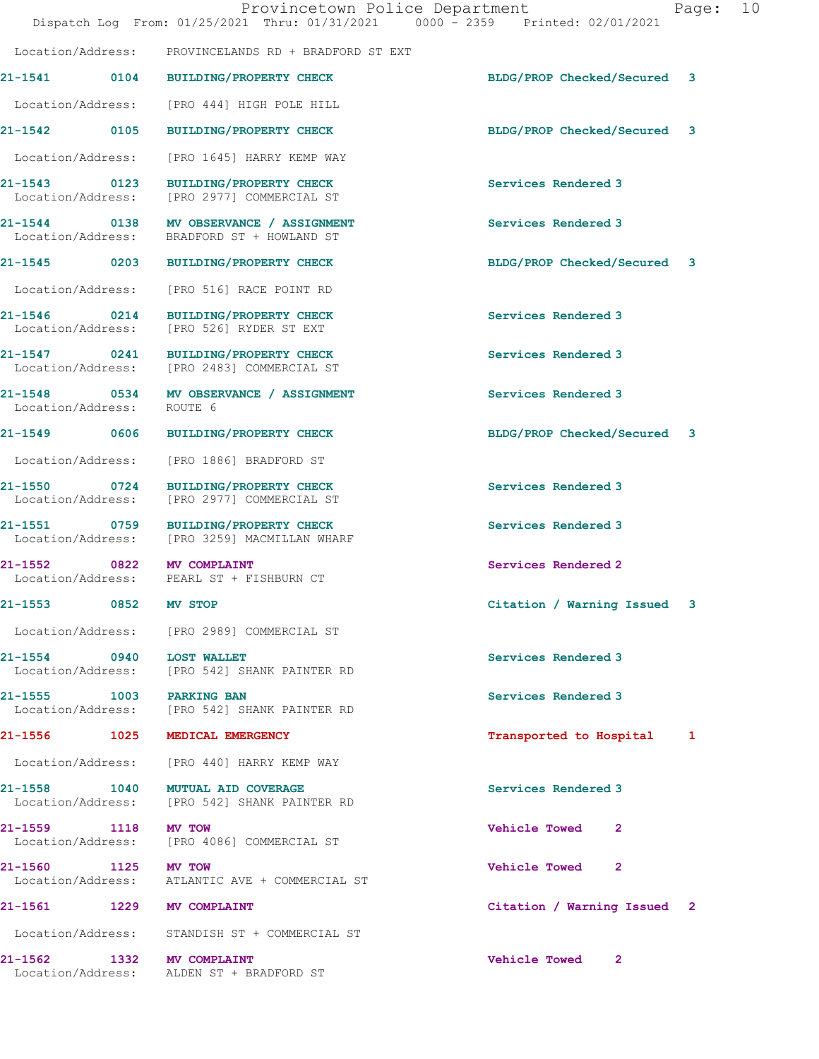Location/Address: PROVINCELANDS RD + BRADFORD ST EXT

| Call # | Time | Call Reason | Action | Priority |
|---|---|---|---|---|
| 21-1541 | 0104 | BUILDING/PROPERTY CHECK | BLDG/PROP Checked/Secured | 3 |

Location/Address: [PRO 444] HIGH POLE HILL

| Call # | Time | Call Reason | Action | Priority |
|---|---|---|---|---|
| 21-1542 | 0105 | BUILDING/PROPERTY CHECK | BLDG/PROP Checked/Secured | 3 |

Location/Address: [PRO 1645] HARRY KEMP WAY

21-1543 0123 BUILDING/PROPERTY CHECK — Services Rendered 3
Location/Address: [PRO 2977] COMMERCIAL ST

21-1544 0138 MV OBSERVANCE / ASSIGNMENT — Services Rendered 3
Location/Address: BRADFORD ST + HOWLAND ST

21-1545 0203 BUILDING/PROPERTY CHECK — BLDG/PROP Checked/Secured 3
Location/Address: [PRO 516] RACE POINT RD

21-1546 0214 BUILDING/PROPERTY CHECK — Services Rendered 3
Location/Address: [PRO 526] RYDER ST EXT

21-1547 0241 BUILDING/PROPERTY CHECK — Services Rendered 3
Location/Address: [PRO 2483] COMMERCIAL ST

21-1548 0534 MV OBSERVANCE / ASSIGNMENT — Services Rendered 3
Location/Address: ROUTE 6

21-1549 0606 BUILDING/PROPERTY CHECK — BLDG/PROP Checked/Secured 3
Location/Address: [PRO 1886] BRADFORD ST

21-1550 0724 BUILDING/PROPERTY CHECK — Services Rendered 3
Location/Address: [PRO 2977] COMMERCIAL ST

21-1551 0759 BUILDING/PROPERTY CHECK — Services Rendered 3
Location/Address: [PRO 3259] MACMILLAN WHARF

21-1552 0822 MV COMPLAINT — Services Rendered 2
Location/Address: PEARL ST + FISHBURN CT

21-1553 0852 MV STOP — Citation / Warning Issued 3
Location/Address: [PRO 2989] COMMERCIAL ST

21-1554 0940 LOST WALLET — Services Rendered 3
Location/Address: [PRO 542] SHANK PAINTER RD

21-1555 1003 PARKING BAN — Services Rendered 3
Location/Address: [PRO 542] SHANK PAINTER RD

21-1556 1025 MEDICAL EMERGENCY — Transported to Hospital 1
Location/Address: [PRO 440] HARRY KEMP WAY

21-1558 1040 MUTUAL AID COVERAGE — Services Rendered 3
Location/Address: [PRO 542] SHANK PAINTER RD

21-1559 1118 MV TOW — Vehicle Towed 2
Location/Address: [PRO 4086] COMMERCIAL ST

21-1560 1125 MV TOW — Vehicle Towed 2
Location/Address: ATLANTIC AVE + COMMERCIAL ST

21-1561 1229 MV COMPLAINT — Citation / Warning Issued 2
Location/Address: STANDISH ST + COMMERCIAL ST

21-1562 1332 MV COMPLAINT — Vehicle Towed 2
Location/Address: ALDEN ST + BRADFORD ST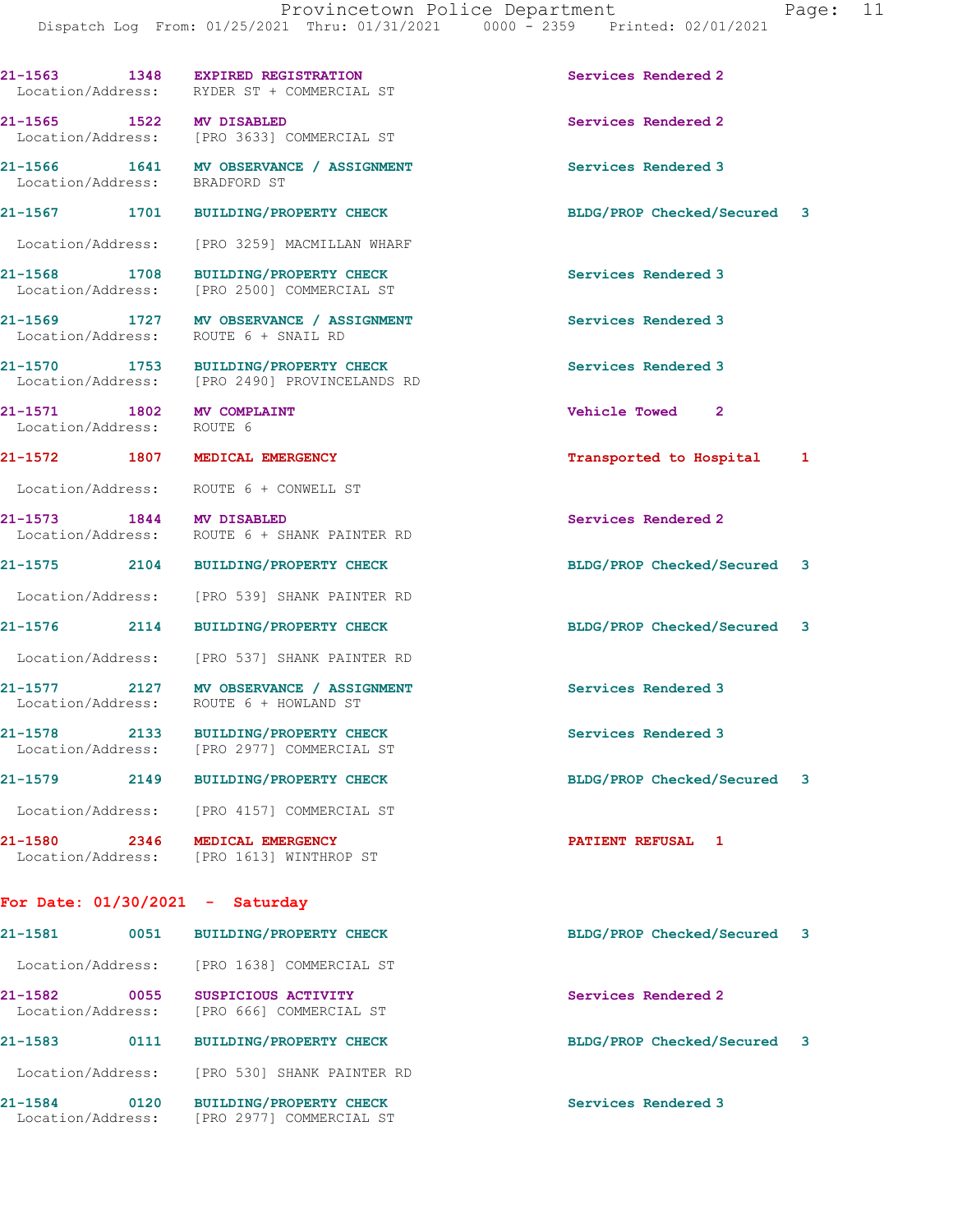21-1563 1348 EXPIRED REGISTRATION Services Rendered 2
Location/Address: RYDER ST + COMMERCIAL ST

21-1565 1522 MV DISABLED Services Rendered 2
Location/Address: [PRO 3633] COMMERCIAL ST

21-1566 1641 MV OBSERVANCE / ASSIGNMENT Services Rendered 3
Location/Address: BRADFORD ST

21-1567 1701 BUILDING/PROPERTY CHECK BLDG/PROP Checked/Secured 3
Location/Address: [PRO 3259] MACMILLAN WHARF

21-1568 1708 BUILDING/PROPERTY CHECK Services Rendered 3
Location/Address: [PRO 2500] COMMERCIAL ST

21-1569 1727 MV OBSERVANCE / ASSIGNMENT Services Rendered 3
Location/Address: ROUTE 6 + SNAIL RD

21-1570 1753 BUILDING/PROPERTY CHECK Services Rendered 3
Location/Address: [PRO 2490] PROVINCELANDS RD

21-1571 1802 MV COMPLAINT Vehicle Towed 2
Location/Address: ROUTE 6

21-1572 1807 MEDICAL EMERGENCY Transported to Hospital 1
Location/Address: ROUTE 6 + CONWELL ST

21-1573 1844 MV DISABLED Services Rendered 2
Location/Address: ROUTE 6 + SHANK PAINTER RD

21-1575 2104 BUILDING/PROPERTY CHECK BLDG/PROP Checked/Secured 3
Location/Address: [PRO 539] SHANK PAINTER RD

21-1576 2114 BUILDING/PROPERTY CHECK BLDG/PROP Checked/Secured 3
Location/Address: [PRO 537] SHANK PAINTER RD

21-1577 2127 MV OBSERVANCE / ASSIGNMENT Services Rendered 3
Location/Address: ROUTE 6 + HOWLAND ST

21-1578 2133 BUILDING/PROPERTY CHECK Services Rendered 3
Location/Address: [PRO 2977] COMMERCIAL ST

21-1579 2149 BUILDING/PROPERTY CHECK BLDG/PROP Checked/Secured 3
Location/Address: [PRO 4157] COMMERCIAL ST

21-1580 2346 MEDICAL EMERGENCY PATIENT REFUSAL 1
Location/Address: [PRO 1613] WINTHROP ST

**For Date: 01/30/2021 - Saturday**

21-1581 0051 BUILDING/PROPERTY CHECK BLDG/PROP Checked/Secured 3
Location/Address: [PRO 1638] COMMERCIAL ST

21-1582 0055 SUSPICIOUS ACTIVITY Services Rendered 2
Location/Address: [PRO 666] COMMERCIAL ST

21-1583 0111 BUILDING/PROPERTY CHECK BLDG/PROP Checked/Secured 3
Location/Address: [PRO 530] SHANK PAINTER RD

21-1584 0120 BUILDING/PROPERTY CHECK Services Rendered 3
Location/Address: [PRO 2977] COMMERCIAL ST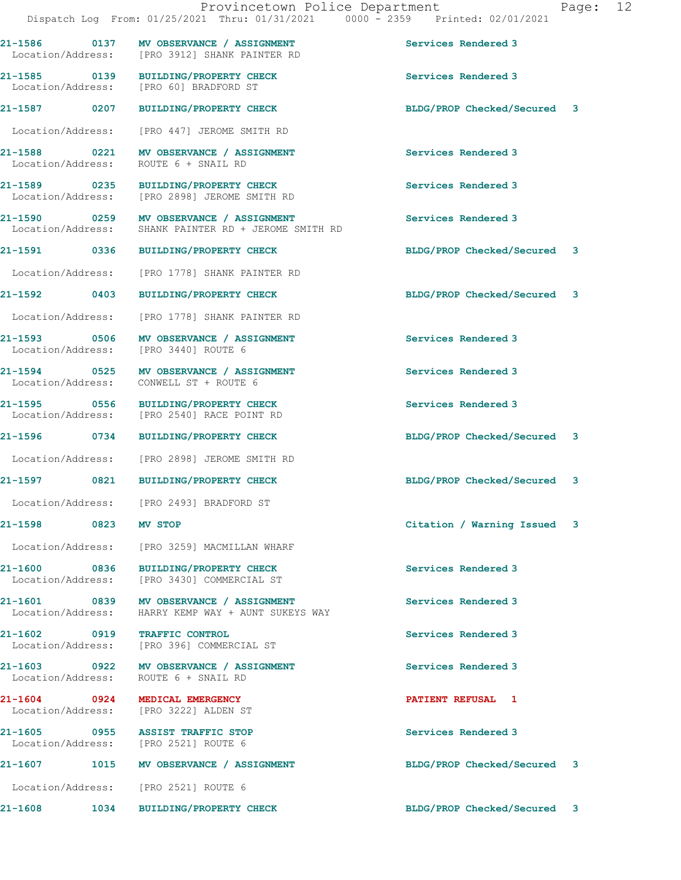21-1586 0137 MV OBSERVANCE / ASSIGNMENT Services Rendered 3
Location/Address: [PRO 3912] SHANK PAINTER RD

21-1585 0139 BUILDING/PROPERTY CHECK Services Rendered 3
Location/Address: [PRO 60] BRADFORD ST

21-1587 0207 BUILDING/PROPERTY CHECK BLDG/PROP Checked/Secured 3
Location/Address: [PRO 447] JEROME SMITH RD

21-1588 0221 MV OBSERVANCE / ASSIGNMENT Services Rendered 3
Location/Address: ROUTE 6 + SNAIL RD

21-1589 0235 BUILDING/PROPERTY CHECK Services Rendered 3
Location/Address: [PRO 2898] JEROME SMITH RD

21-1590 0259 MV OBSERVANCE / ASSIGNMENT Services Rendered 3
Location/Address: SHANK PAINTER RD + JEROME SMITH RD

21-1591 0336 BUILDING/PROPERTY CHECK BLDG/PROP Checked/Secured 3
Location/Address: [PRO 1778] SHANK PAINTER RD

21-1592 0403 BUILDING/PROPERTY CHECK BLDG/PROP Checked/Secured 3
Location/Address: [PRO 1778] SHANK PAINTER RD

21-1593 0506 MV OBSERVANCE / ASSIGNMENT Services Rendered 3
Location/Address: [PRO 3440] ROUTE 6

21-1594 0525 MV OBSERVANCE / ASSIGNMENT Services Rendered 3
Location/Address: CONWELL ST + ROUTE 6

21-1595 0556 BUILDING/PROPERTY CHECK Services Rendered 3
Location/Address: [PRO 2540] RACE POINT RD

21-1596 0734 BUILDING/PROPERTY CHECK BLDG/PROP Checked/Secured 3
Location/Address: [PRO 2898] JEROME SMITH RD

21-1597 0821 BUILDING/PROPERTY CHECK BLDG/PROP Checked/Secured 3
Location/Address: [PRO 2493] BRADFORD ST

21-1598 0823 MV STOP Citation / Warning Issued 3
Location/Address: [PRO 3259] MACMILLAN WHARF

21-1600 0836 BUILDING/PROPERTY CHECK Services Rendered 3
Location/Address: [PRO 3430] COMMERCIAL ST

21-1601 0839 MV OBSERVANCE / ASSIGNMENT Services Rendered 3
Location/Address: HARRY KEMP WAY + AUNT SUKEYS WAY

21-1602 0919 TRAFFIC CONTROL Services Rendered 3
Location/Address: [PRO 396] COMMERCIAL ST

21-1603 0922 MV OBSERVANCE / ASSIGNMENT Services Rendered 3
Location/Address: ROUTE 6 + SNAIL RD

21-1604 0924 MEDICAL EMERGENCY PATIENT REFUSAL 1
Location/Address: [PRO 3222] ALDEN ST

21-1605 0955 ASSIST TRAFFIC STOP Services Rendered 3
Location/Address: [PRO 2521] ROUTE 6

21-1607 1015 MV OBSERVANCE / ASSIGNMENT BLDG/PROP Checked/Secured 3
Location/Address: [PRO 2521] ROUTE 6

21-1608 1034 BUILDING/PROPERTY CHECK BLDG/PROP Checked/Secured 3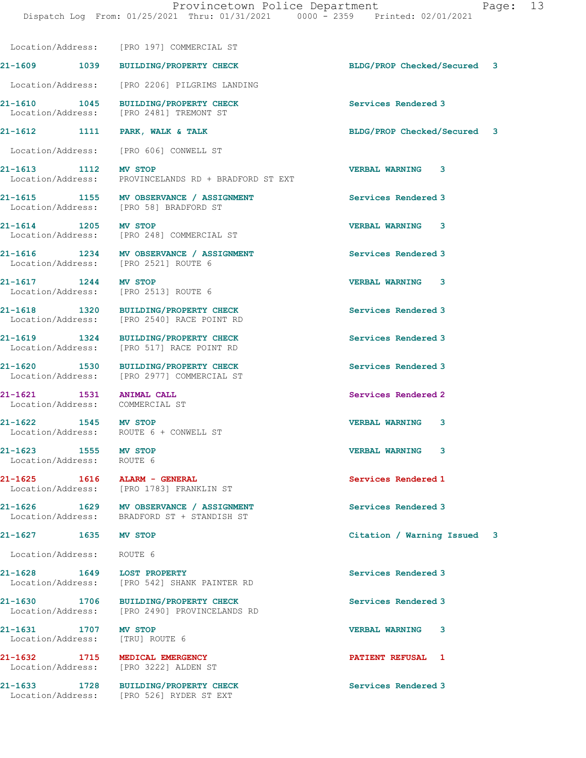Location/Address: [PRO 197] COMMERCIAL ST

| Call Number | Time | Call Reason | Action | Priority |
|---|---|---|---|---|
| 21-1609 | 1039 | BUILDING/PROPERTY CHECK | BLDG/PROP Checked/Secured | 3 |
| | | Location/Address: [PRO 2206] PILGRIMS LANDING | | |
| 21-1610 | 1045 | BUILDING/PROPERTY CHECK | Services Rendered | 3 |
| | | Location/Address: [PRO 2481] TREMONT ST | | |
| 21-1612 | 1111 | PARK, WALK & TALK | BLDG/PROP Checked/Secured | 3 |
| | | Location/Address: [PRO 606] CONWELL ST | | |
| 21-1613 | 1112 | MV STOP | VERBAL WARNING | 3 |
| | | Location/Address: PROVINCELANDS RD + BRADFORD ST EXT | | |
| 21-1615 | 1155 | MV OBSERVANCE / ASSIGNMENT | Services Rendered | 3 |
| | | Location/Address: [PRO 58] BRADFORD ST | | |
| 21-1614 | 1205 | MV STOP | VERBAL WARNING | 3 |
| | | Location/Address: [PRO 248] COMMERCIAL ST | | |
| 21-1616 | 1234 | MV OBSERVANCE / ASSIGNMENT | Services Rendered | 3 |
| | | Location/Address: [PRO 2521] ROUTE 6 | | |
| 21-1617 | 1244 | MV STOP | VERBAL WARNING | 3 |
| | | Location/Address: [PRO 2513] ROUTE 6 | | |
| 21-1618 | 1320 | BUILDING/PROPERTY CHECK | Services Rendered | 3 |
| | | Location/Address: [PRO 2540] RACE POINT RD | | |
| 21-1619 | 1324 | BUILDING/PROPERTY CHECK | Services Rendered | 3 |
| | | Location/Address: [PRO 517] RACE POINT RD | | |
| 21-1620 | 1530 | BUILDING/PROPERTY CHECK | Services Rendered | 3 |
| | | Location/Address: [PRO 2977] COMMERCIAL ST | | |
| 21-1621 | 1531 | ANIMAL CALL | Services Rendered | 2 |
| | | Location/Address: COMMERCIAL ST | | |
| 21-1622 | 1545 | MV STOP | VERBAL WARNING | 3 |
| | | Location/Address: ROUTE 6 + CONWELL ST | | |
| 21-1623 | 1555 | MV STOP | VERBAL WARNING | 3 |
| | | Location/Address: ROUTE 6 | | |
| 21-1625 | 1616 | ALARM - GENERAL | Services Rendered | 1 |
| | | Location/Address: [PRO 1783] FRANKLIN ST | | |
| 21-1626 | 1629 | MV OBSERVANCE / ASSIGNMENT | Services Rendered | 3 |
| | | Location/Address: BRADFORD ST + STANDISH ST | | |
| 21-1627 | 1635 | MV STOP | Citation / Warning Issued | 3 |
| | | Location/Address: ROUTE 6 | | |
| 21-1628 | 1649 | LOST PROPERTY | Services Rendered | 3 |
| | | Location/Address: [PRO 542] SHANK PAINTER RD | | |
| 21-1630 | 1706 | BUILDING/PROPERTY CHECK | Services Rendered | 3 |
| | | Location/Address: [PRO 2490] PROVINCELANDS RD | | |
| 21-1631 | 1707 | MV STOP | VERBAL WARNING | 3 |
| | | Location/Address: [TRU] ROUTE 6 | | |
| 21-1632 | 1715 | MEDICAL EMERGENCY | PATIENT REFUSAL | 1 |
| | | Location/Address: [PRO 3222] ALDEN ST | | |
| 21-1633 | 1728 | BUILDING/PROPERTY CHECK | Services Rendered | 3 |
| | | Location/Address: [PRO 526] RYDER ST EXT | | |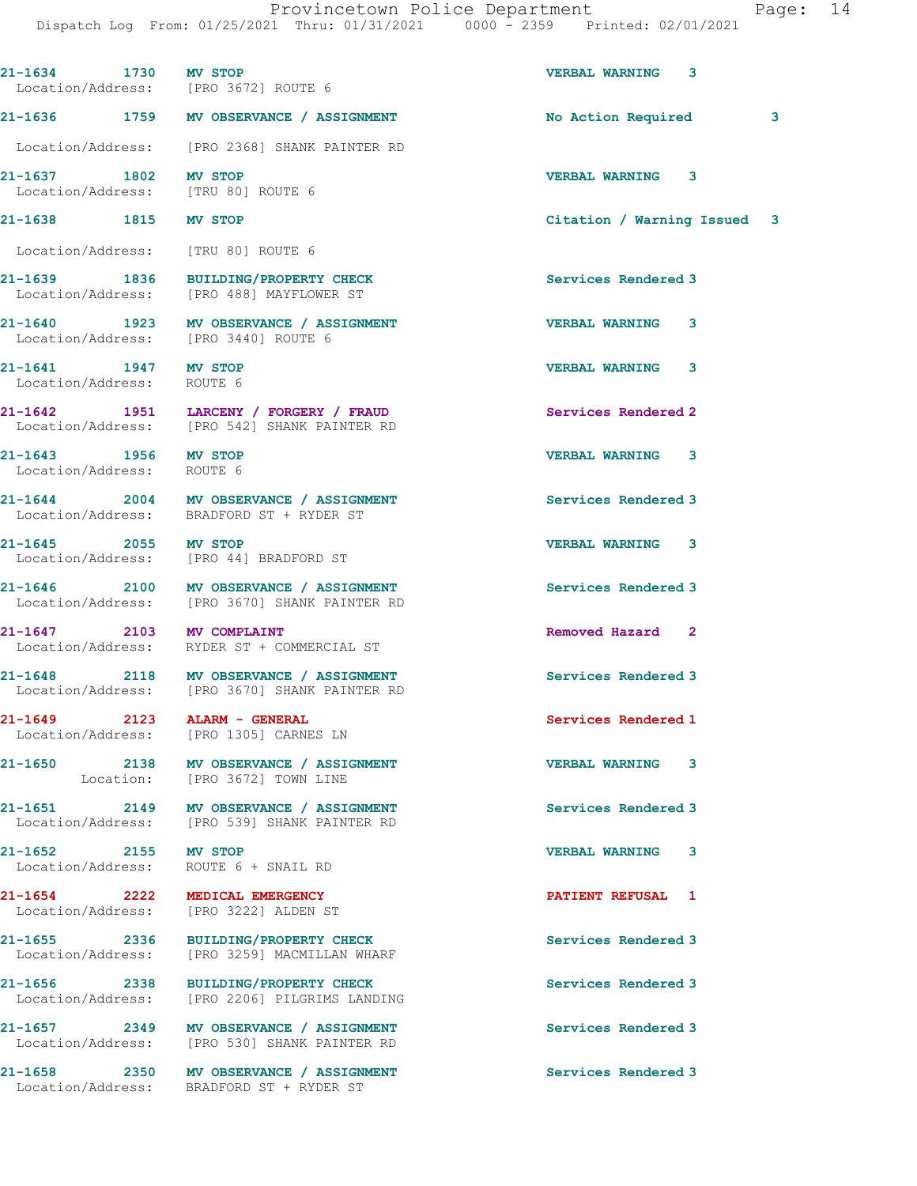21-1634 1730 MV STOP VERBAL WARNING 3
Location/Address: [PRO 3672] ROUTE 6

21-1636 1759 MV OBSERVANCE / ASSIGNMENT No Action Required 3
Location/Address: [PRO 2368] SHANK PAINTER RD

21-1637 1802 MV STOP VERBAL WARNING 3
Location/Address: [TRU 80] ROUTE 6

21-1638 1815 MV STOP Citation / Warning Issued 3
Location/Address: [TRU 80] ROUTE 6

21-1639 1836 BUILDING/PROPERTY CHECK Services Rendered 3
Location/Address: [PRO 488] MAYFLOWER ST

21-1640 1923 MV OBSERVANCE / ASSIGNMENT VERBAL WARNING 3
Location/Address: [PRO 3440] ROUTE 6

21-1641 1947 MV STOP VERBAL WARNING 3
Location/Address: ROUTE 6

21-1642 1951 LARCENY / FORGERY / FRAUD Services Rendered 2
Location/Address: [PRO 542] SHANK PAINTER RD

21-1643 1956 MV STOP VERBAL WARNING 3
Location/Address: ROUTE 6

21-1644 2004 MV OBSERVANCE / ASSIGNMENT Services Rendered 3
Location/Address: BRADFORD ST + RYDER ST

21-1645 2055 MV STOP VERBAL WARNING 3
Location/Address: [PRO 44] BRADFORD ST

21-1646 2100 MV OBSERVANCE / ASSIGNMENT Services Rendered 3
Location/Address: [PRO 3670] SHANK PAINTER RD

21-1647 2103 MV COMPLAINT Removed Hazard 2
Location/Address: RYDER ST + COMMERCIAL ST

21-1648 2118 MV OBSERVANCE / ASSIGNMENT Services Rendered 3
Location/Address: [PRO 3670] SHANK PAINTER RD

21-1649 2123 ALARM - GENERAL Services Rendered 1
Location/Address: [PRO 1305] CARNES LN

21-1650 2138 MV OBSERVANCE / ASSIGNMENT VERBAL WARNING 3
Location: [PRO 3672] TOWN LINE

21-1651 2149 MV OBSERVANCE / ASSIGNMENT Services Rendered 3
Location/Address: [PRO 539] SHANK PAINTER RD

21-1652 2155 MV STOP VERBAL WARNING 3
Location/Address: ROUTE 6 + SNAIL RD

21-1654 2222 MEDICAL EMERGENCY PATIENT REFUSAL 1
Location/Address: [PRO 3222] ALDEN ST

21-1655 2336 BUILDING/PROPERTY CHECK Services Rendered 3
Location/Address: [PRO 3259] MACMILLAN WHARF

21-1656 2338 BUILDING/PROPERTY CHECK Services Rendered 3
Location/Address: [PRO 2206] PILGRIMS LANDING

21-1657 2349 MV OBSERVANCE / ASSIGNMENT Services Rendered 3
Location/Address: [PRO 530] SHANK PAINTER RD

21-1658 2350 MV OBSERVANCE / ASSIGNMENT Services Rendered 3
Location/Address: BRADFORD ST + RYDER ST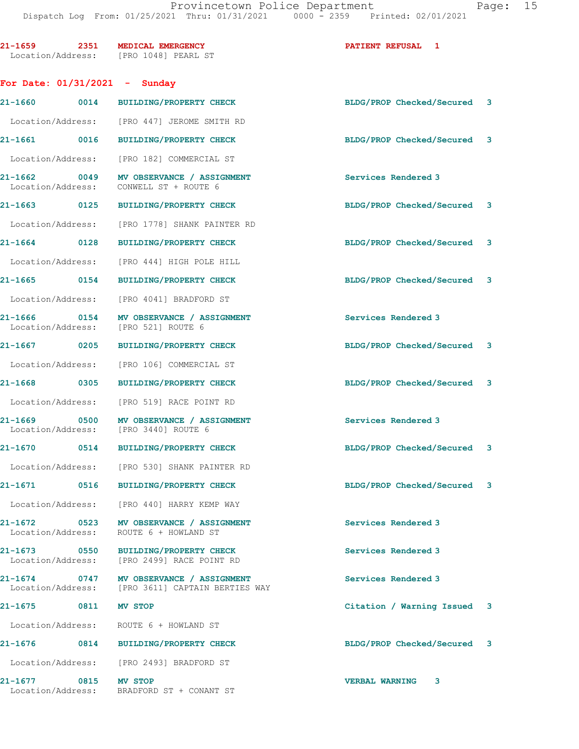21-1659 2351 MEDICAL EMERGENCY PATIENT REFUSAL 1
Location/Address: [PRO 1048] PEARL ST

**For Date: 01/31/2021 - Sunday**

21-1660 0014 BUILDING/PROPERTY CHECK BLDG/PROP Checked/Secured 3
Location/Address: [PRO 447] JEROME SMITH RD

21-1661 0016 BUILDING/PROPERTY CHECK BLDG/PROP Checked/Secured 3
Location/Address: [PRO 182] COMMERCIAL ST

21-1662 0049 MV OBSERVANCE / ASSIGNMENT Services Rendered 3
Location/Address: CONWELL ST + ROUTE 6

21-1663 0125 BUILDING/PROPERTY CHECK BLDG/PROP Checked/Secured 3
Location/Address: [PRO 1778] SHANK PAINTER RD

21-1664 0128 BUILDING/PROPERTY CHECK BLDG/PROP Checked/Secured 3
Location/Address: [PRO 444] HIGH POLE HILL

21-1665 0154 BUILDING/PROPERTY CHECK BLDG/PROP Checked/Secured 3
Location/Address: [PRO 4041] BRADFORD ST

21-1666 0154 MV OBSERVANCE / ASSIGNMENT Services Rendered 3
Location/Address: [PRO 521] ROUTE 6

21-1667 0205 BUILDING/PROPERTY CHECK BLDG/PROP Checked/Secured 3
Location/Address: [PRO 106] COMMERCIAL ST

21-1668 0305 BUILDING/PROPERTY CHECK BLDG/PROP Checked/Secured 3
Location/Address: [PRO 519] RACE POINT RD

21-1669 0500 MV OBSERVANCE / ASSIGNMENT Services Rendered 3
Location/Address: [PRO 3440] ROUTE 6

21-1670 0514 BUILDING/PROPERTY CHECK BLDG/PROP Checked/Secured 3
Location/Address: [PRO 530] SHANK PAINTER RD

21-1671 0516 BUILDING/PROPERTY CHECK BLDG/PROP Checked/Secured 3
Location/Address: [PRO 440] HARRY KEMP WAY

21-1672 0523 MV OBSERVANCE / ASSIGNMENT Services Rendered 3
Location/Address: ROUTE 6 + HOWLAND ST

21-1673 0550 BUILDING/PROPERTY CHECK Services Rendered 3
Location/Address: [PRO 2499] RACE POINT RD

21-1674 0747 MV OBSERVANCE / ASSIGNMENT Services Rendered 3
Location/Address: [PRO 3611] CAPTAIN BERTIES WAY

21-1675 0811 MV STOP Citation / Warning Issued 3
Location/Address: ROUTE 6 + HOWLAND ST

21-1676 0814 BUILDING/PROPERTY CHECK BLDG/PROP Checked/Secured 3
Location/Address: [PRO 2493] BRADFORD ST

21-1677 0815 MV STOP VERBAL WARNING 3
Location/Address: BRADFORD ST + CONANT ST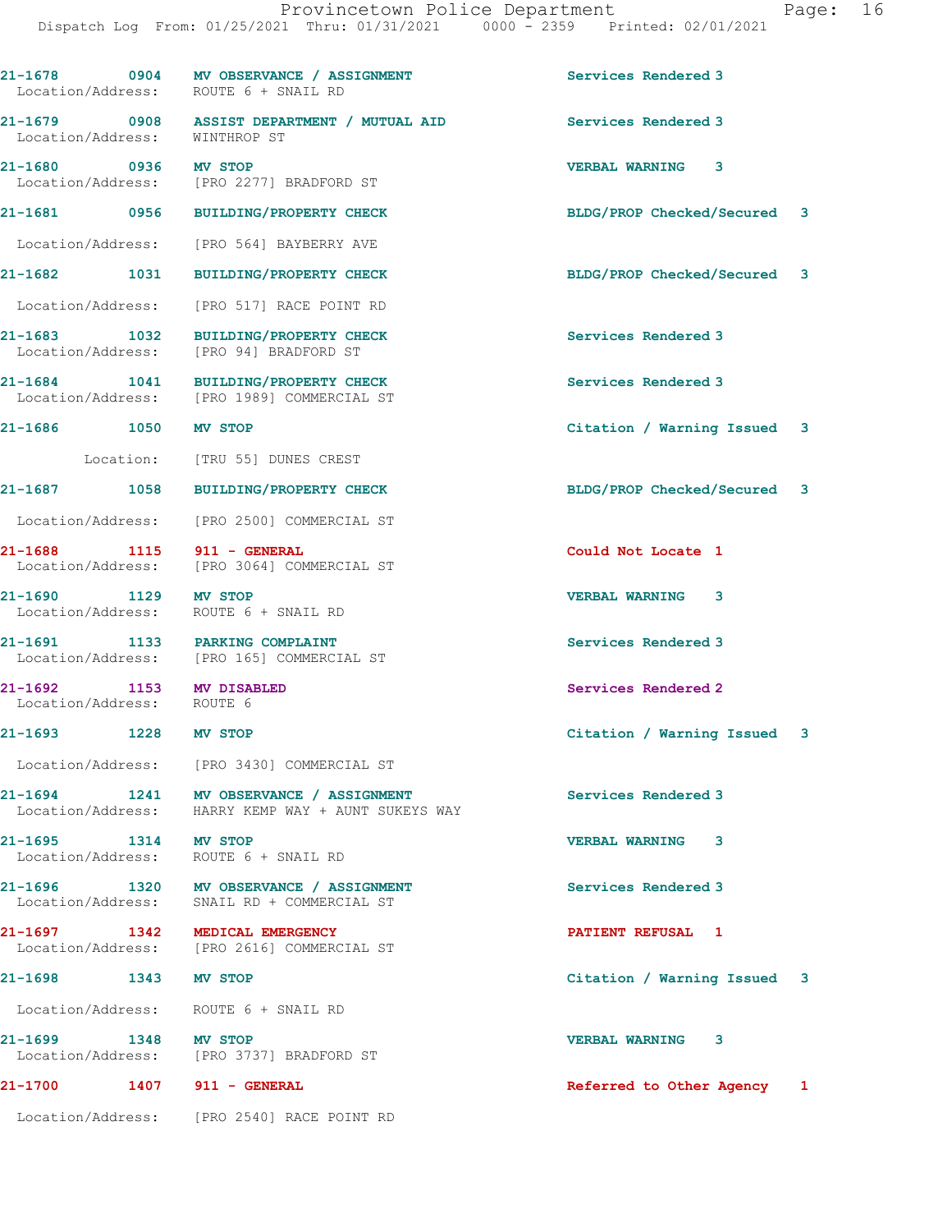21-1678 0904 MV OBSERVANCE / ASSIGNMENT Services Rendered 3
Location/Address: ROUTE 6 + SNAIL RD

21-1679 0908 ASSIST DEPARTMENT / MUTUAL AID Services Rendered 3
Location/Address: WINTHROP ST

21-1680 0936 MV STOP VERBAL WARNING 3
Location/Address: [PRO 2277] BRADFORD ST

21-1681 0956 BUILDING/PROPERTY CHECK BLDG/PROP Checked/Secured 3
Location/Address: [PRO 564] BAYBERRY AVE

21-1682 1031 BUILDING/PROPERTY CHECK BLDG/PROP Checked/Secured 3
Location/Address: [PRO 517] RACE POINT RD

21-1683 1032 BUILDING/PROPERTY CHECK Services Rendered 3
Location/Address: [PRO 94] BRADFORD ST

21-1684 1041 BUILDING/PROPERTY CHECK Services Rendered 3
Location/Address: [PRO 1989] COMMERCIAL ST

21-1686 1050 MV STOP Citation / Warning Issued 3
Location: [TRU 55] DUNES CREST

21-1687 1058 BUILDING/PROPERTY CHECK BLDG/PROP Checked/Secured 3
Location/Address: [PRO 2500] COMMERCIAL ST

21-1688 1115 911 - GENERAL Could Not Locate 1
Location/Address: [PRO 3064] COMMERCIAL ST

21-1690 1129 MV STOP VERBAL WARNING 3
Location/Address: ROUTE 6 + SNAIL RD

21-1691 1133 PARKING COMPLAINT Services Rendered 3
Location/Address: [PRO 165] COMMERCIAL ST

21-1692 1153 MV DISABLED Services Rendered 2
Location/Address: ROUTE 6

21-1693 1228 MV STOP Citation / Warning Issued 3
Location/Address: [PRO 3430] COMMERCIAL ST

21-1694 1241 MV OBSERVANCE / ASSIGNMENT Services Rendered 3
Location/Address: HARRY KEMP WAY + AUNT SUKEYS WAY

21-1695 1314 MV STOP VERBAL WARNING 3
Location/Address: ROUTE 6 + SNAIL RD

21-1696 1320 MV OBSERVANCE / ASSIGNMENT Services Rendered 3
Location/Address: SNAIL RD + COMMERCIAL ST

21-1697 1342 MEDICAL EMERGENCY PATIENT REFUSAL 1
Location/Address: [PRO 2616] COMMERCIAL ST

21-1698 1343 MV STOP Citation / Warning Issued 3
Location/Address: ROUTE 6 + SNAIL RD

21-1699 1348 MV STOP VERBAL WARNING 3
Location/Address: [PRO 3737] BRADFORD ST

21-1700 1407 911 - GENERAL Referred to Other Agency 1
Location/Address: [PRO 2540] RACE POINT RD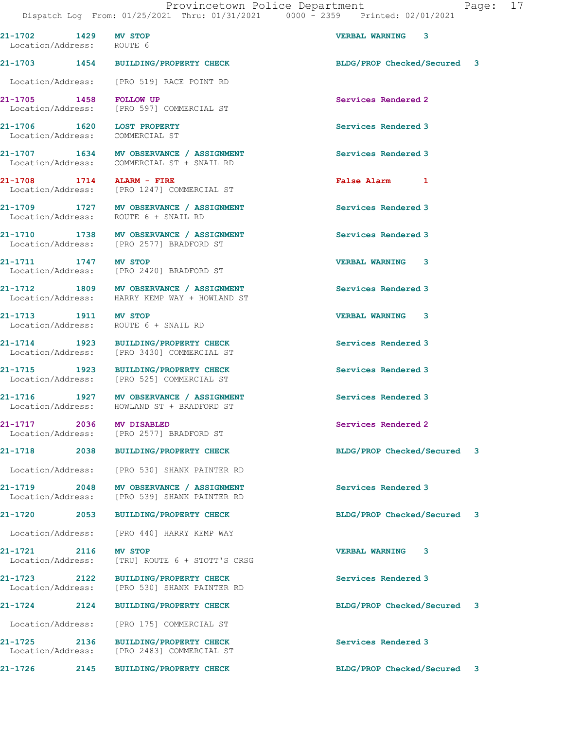21-1702 1429 MV STOP VERBAL WARNING 3
Location/Address: ROUTE 6

21-1703 1454 BUILDING/PROPERTY CHECK BLDG/PROP Checked/Secured 3
Location/Address: [PRO 519] RACE POINT RD

21-1705 1458 FOLLOW UP Services Rendered 2
Location/Address: [PRO 597] COMMERCIAL ST

21-1706 1620 LOST PROPERTY Services Rendered 3
Location/Address: COMMERCIAL ST

21-1707 1634 MV OBSERVANCE / ASSIGNMENT Services Rendered 3
Location/Address: COMMERCIAL ST + SNAIL RD

21-1708 1714 ALARM - FIRE False Alarm 1
Location/Address: [PRO 1247] COMMERCIAL ST

21-1709 1727 MV OBSERVANCE / ASSIGNMENT Services Rendered 3
Location/Address: ROUTE 6 + SNAIL RD

21-1710 1738 MV OBSERVANCE / ASSIGNMENT Services Rendered 3
Location/Address: [PRO 2577] BRADFORD ST

21-1711 1747 MV STOP VERBAL WARNING 3
Location/Address: [PRO 2420] BRADFORD ST

21-1712 1809 MV OBSERVANCE / ASSIGNMENT Services Rendered 3
Location/Address: HARRY KEMP WAY + HOWLAND ST

21-1713 1911 MV STOP VERBAL WARNING 3
Location/Address: ROUTE 6 + SNAIL RD

21-1714 1923 BUILDING/PROPERTY CHECK Services Rendered 3
Location/Address: [PRO 3430] COMMERCIAL ST

21-1715 1923 BUILDING/PROPERTY CHECK Services Rendered 3
Location/Address: [PRO 525] COMMERCIAL ST

21-1716 1927 MV OBSERVANCE / ASSIGNMENT Services Rendered 3
Location/Address: HOWLAND ST + BRADFORD ST

21-1717 2036 MV DISABLED Services Rendered 2
Location/Address: [PRO 2577] BRADFORD ST

21-1718 2038 BUILDING/PROPERTY CHECK BLDG/PROP Checked/Secured 3
Location/Address: [PRO 530] SHANK PAINTER RD

21-1719 2048 MV OBSERVANCE / ASSIGNMENT Services Rendered 3
Location/Address: [PRO 539] SHANK PAINTER RD

21-1720 2053 BUILDING/PROPERTY CHECK BLDG/PROP Checked/Secured 3
Location/Address: [PRO 440] HARRY KEMP WAY

21-1721 2116 MV STOP VERBAL WARNING 3
Location/Address: [TRU] ROUTE 6 + STOTT'S CRSG

21-1723 2122 BUILDING/PROPERTY CHECK Services Rendered 3
Location/Address: [PRO 530] SHANK PAINTER RD

21-1724 2124 BUILDING/PROPERTY CHECK BLDG/PROP Checked/Secured 3
Location/Address: [PRO 175] COMMERCIAL ST

21-1725 2136 BUILDING/PROPERTY CHECK Services Rendered 3
Location/Address: [PRO 2483] COMMERCIAL ST

21-1726 2145 BUILDING/PROPERTY CHECK BLDG/PROP Checked/Secured 3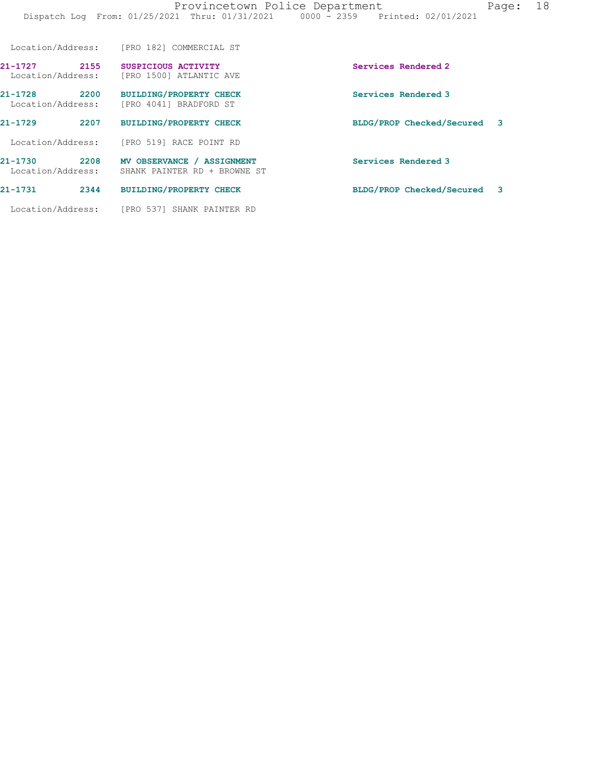Location/Address: [PRO 182] COMMERCIAL ST

**21-1727 2155 SUSPICIOUS ACTIVITY** Services Rendered 2
Location/Address: [PRO 1500] ATLANTIC AVE

**21-1728 2200 BUILDING/PROPERTY CHECK** Services Rendered 3
Location/Address: [PRO 4041] BRADFORD ST

**21-1729 2207 BUILDING/PROPERTY CHECK** BLDG/PROP Checked/Secured 3

Location/Address: [PRO 519] RACE POINT RD

**21-1730 2208 MV OBSERVANCE / ASSIGNMENT** Services Rendered 3
Location/Address: SHANK PAINTER RD + BROWNE ST

**21-1731 2344 BUILDING/PROPERTY CHECK** BLDG/PROP Checked/Secured 3

Location/Address: [PRO 537] SHANK PAINTER RD